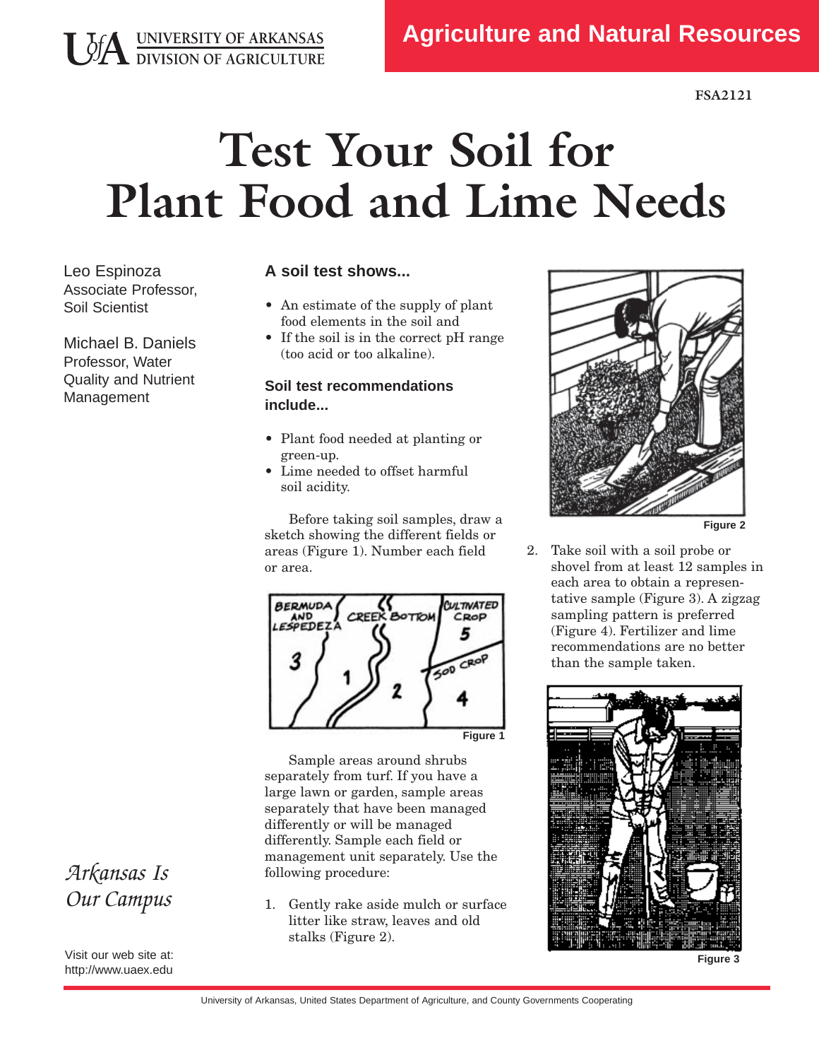UNIVERSITY OF ARKANSAS
DIVISION OF AGRICULTURE

**Agriculture and Natural Resources**

FSA2121

# Test Your Soil for Plant Food and Lime Needs

Leo Espinoza
Associate Professor, Soil Scientist

Michael B. Daniels
Professor, Water Quality and Nutrient Management

### A soil test shows...

- An estimate of the supply of plant food elements in the soil and
- If the soil is in the correct pH range (too acid or too alkaline).

### Soil test recommendations include...

- Plant food needed at planting or green-up.
- Lime needed to offset harmful soil acidity.

Before taking soil samples, draw a sketch showing the different fields or areas (Figure 1). Number each field or area.

Figure 1

Sample areas around shrubs separately from turf. If you have a large lawn or garden, sample areas separately that have been managed differently or will be managed differently. Sample each field or management unit separately. Use the following procedure:

1. Gently rake aside mulch or surface litter like straw, leaves and old stalks (Figure 2).

Figure 2

2. Take soil with a soil probe or shovel from at least 12 samples in each area to obtain a representative sample (Figure 3). A zigzag sampling pattern is preferred (Figure 4). Fertilizer and lime recommendations are no better than the sample taken.

Figure 3

*Arkansas Is Our Campus*

Visit our web site at: http://www.uaex.edu

University of Arkansas, United States Department of Agriculture, and County Governments Cooperating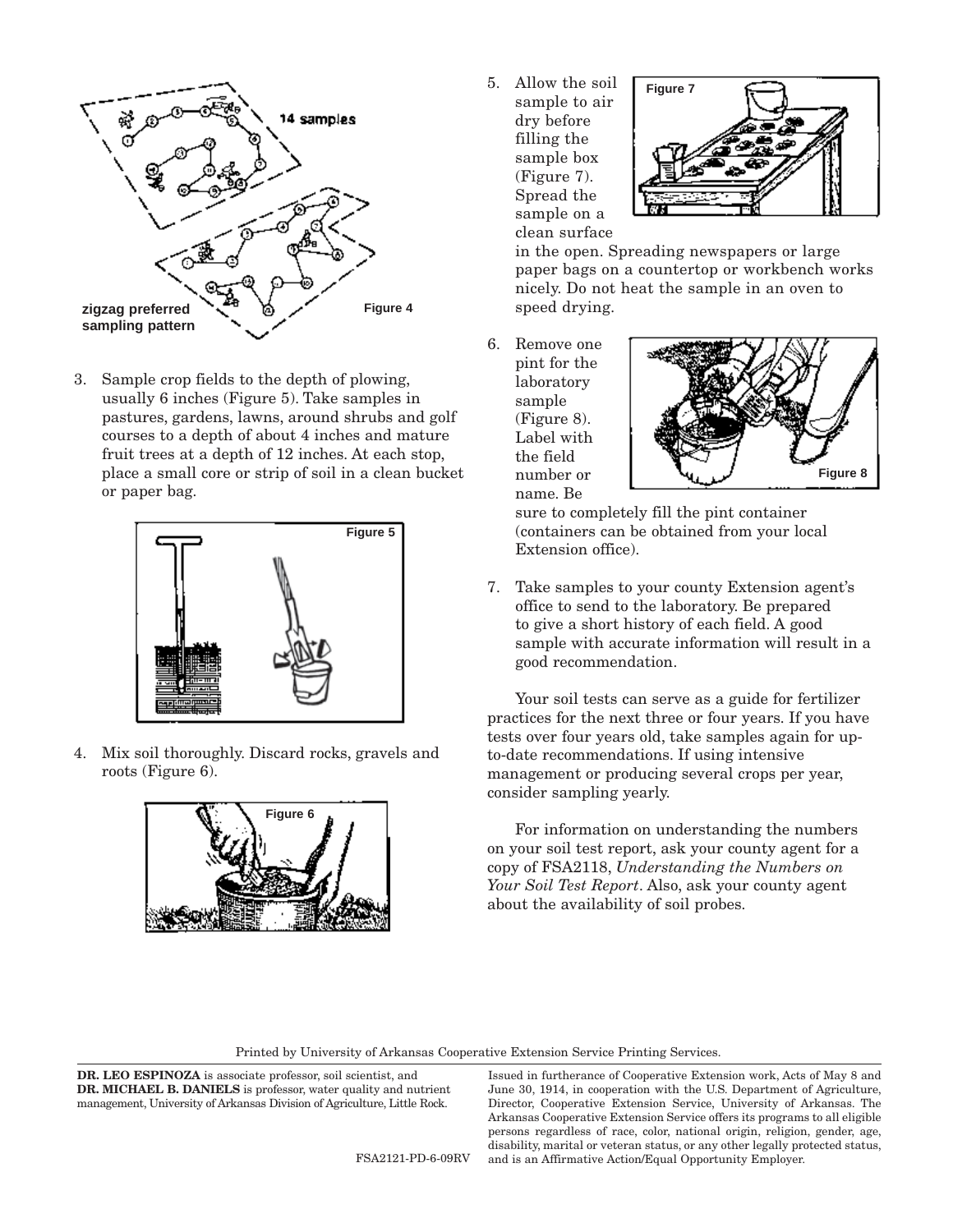zigzag preferred sampling pattern

14 samples

Figure 4

3. Sample crop fields to the depth of plowing, usually 6 inches (Figure 5). Take samples in pastures, gardens, lawns, around shrubs and golf courses to a depth of about 4 inches and mature fruit trees at a depth of 12 inches. At each stop, place a small core or strip of soil in a clean bucket or paper bag.

Figure 5

4. Mix soil thoroughly. Discard rocks, gravels and roots (Figure 6).

Figure 6

5. Allow the soil sample to air dry before filling the sample box (Figure 7). Spread the sample on a clean surface in the open. Spreading newspapers or large paper bags on a countertop or workbench works nicely. Do not heat the sample in an oven to speed drying.

Figure 7

6. Remove one pint for the laboratory sample (Figure 8). Label with the field number or name. Be sure to completely fill the pint container (containers can be obtained from your local Extension office).

Figure 8

7. Take samples to your county Extension agent's office to send to the laboratory. Be prepared to give a short history of each field. A good sample with accurate information will result in a good recommendation.

Your soil tests can serve as a guide for fertilizer practices for the next three or four years. If you have tests over four years old, take samples again for up-to-date recommendations. If using intensive management or producing several crops per year, consider sampling yearly.

For information on understanding the numbers on your soil test report, ask your county agent for a copy of FSA2118, *Understanding the Numbers on Your Soil Test Report*. Also, ask your county agent about the availability of soil probes.

Printed by University of Arkansas Cooperative Extension Service Printing Services.

**DR. LEO ESPINOZA** is associate professor, soil scientist, and **DR. MICHAEL B. DANIELS** is professor, water quality and nutrient management, University of Arkansas Division of Agriculture, Little Rock.

FSA2121-PD-6-09RV

Issued in furtherance of Cooperative Extension work, Acts of May 8 and June 30, 1914, in cooperation with the U.S. Department of Agriculture, Director, Cooperative Extension Service, University of Arkansas. The Arkansas Cooperative Extension Service offers its programs to all eligible persons regardless of race, color, national origin, religion, gender, age, disability, marital or veteran status, or any other legally protected status, and is an Affirmative Action/Equal Opportunity Employer.